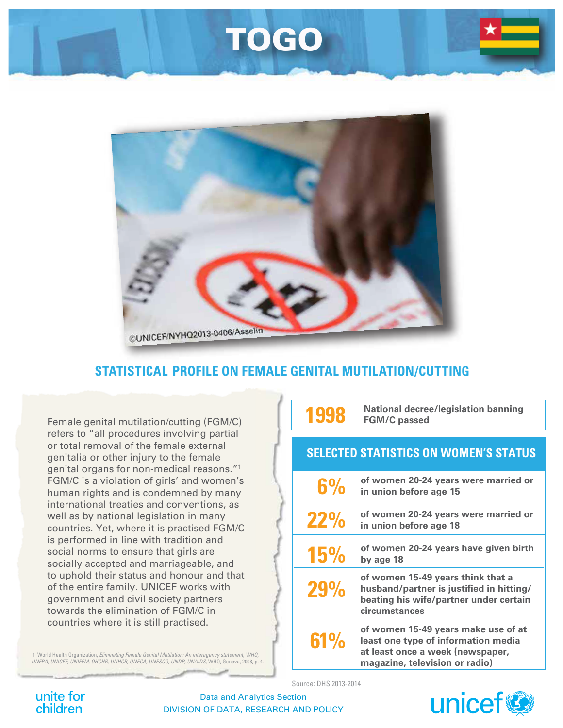# TOGO

©UNICEF/NYHQ2013-0406/Asselin

## STATISTICAL PROFILE ON FEMALE GENITAL MUTILATION/CUTTING

Female genital mutilation/cutting (FGM/C) refers to "all procedures involving partial or total removal of the female external genitalia or other injury to the female genital organs for non-medical reasons."[1] FGM/C is a violation of girls' and women's human rights and is condemned by many international treaties and conventions, as well as by national legislation in many countries. Yet, where it is practised FGM/C is performed in line with tradition and social norms to ensure that girls are socially accepted and marriageable, and to uphold their status and honour and that of the entire family. UNICEF works with government and civil society partners towards the elimination of FGM/C in countries where it is still practised.

1 World Health Organization, *Eliminating Female Genital Mutilation: An interagency statement, WHO, UNFPA, UNICEF, UNIFEM, OHCHR, UNHCR, UNECA, UNESCO, UNDP, UNAIDS*, WHO, Geneva, 2008, p. 4.

| | |
|---|---|
| **1998** | **National decree/legislation banning FGM/C passed** |

### SELECTED STATISTICS ON WOMEN'S STATUS

| | |
|---|---|
| **6%** | **of women 20-24 years were married or in union before age 15** |
| **22%** | **of women 20-24 years were married or in union before age 18** |
| **15%** | **of women 20-24 years have given birth by age 18** |
| **29%** | **of women 15-49 years think that a husband/partner is justified in hitting/ beating his wife/partner under certain circumstances** |
| **61%** | **of women 15-49 years make use of at least one type of information media at least once a week (newspaper, magazine, television or radio)** |

Source: DHS 2013-2014

unite for children

Data and Analytics Section
DIVISION OF DATA, RESEARCH AND POLICY

unicef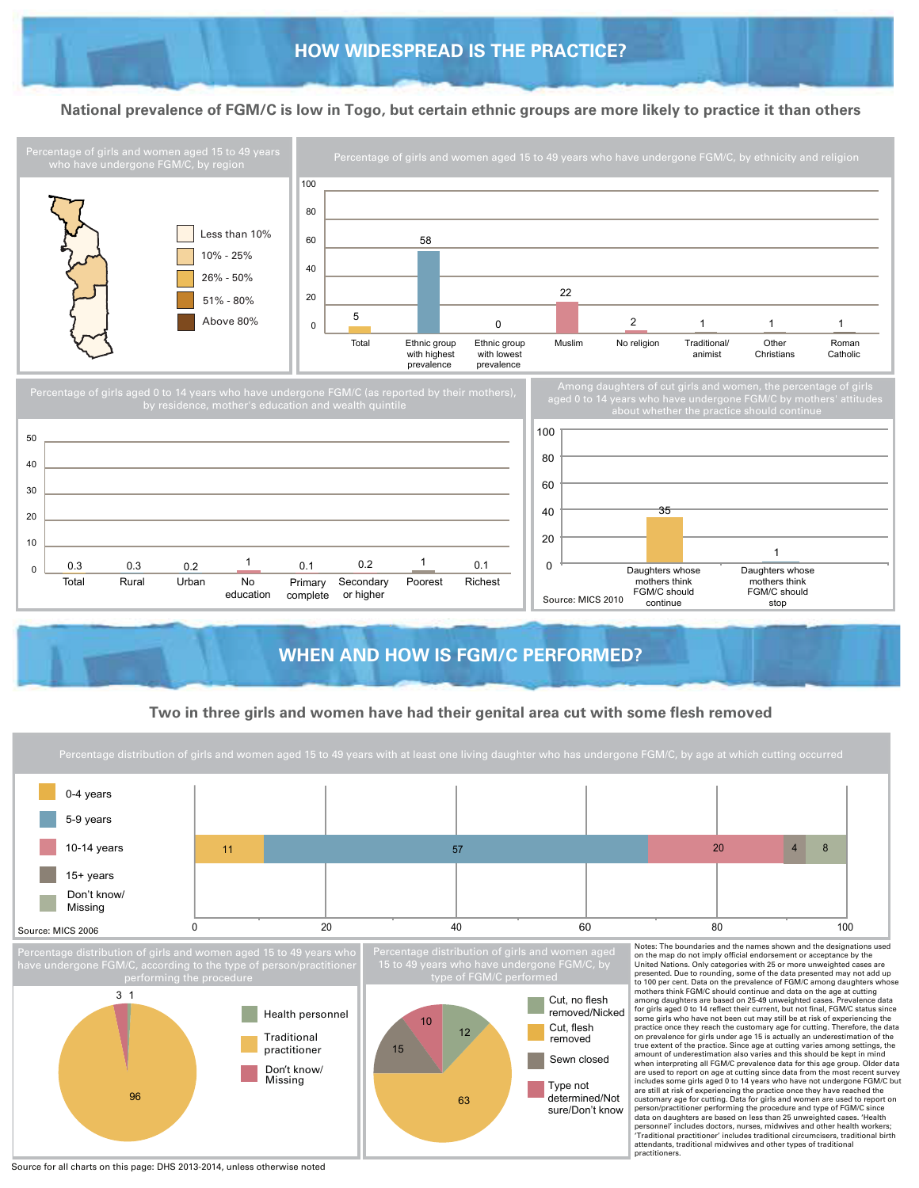# HOW WIDESPREAD IS THE PRACTICE?

## National prevalence of FGM/C is low in Togo, but certain ethnic groups are more likely to practice it than others

**Percentage of girls and women aged 15 to 49 years who have undergone FGM/C, by region**

Legend: Less than 10% | 10% - 25% | 26% - 50% | 51% - 80% | Above 80%

**Percentage of girls and women aged 15 to 49 years who have undergone FGM/C, by ethnicity and religion**

| Category | Percentage |
|---|---|
| Total | 5 |
| Ethnic group with highest prevalence | 58 |
| Ethnic group with lowest prevalence | 0 |
| Muslim | 22 |
| No religion | 2 |
| Traditional/ animist | 1 |
| Other Christians | 1 |
| Roman Catholic | 1 |

**Percentage of girls aged 0 to 14 years who have undergone FGM/C (as reported by their mothers), by residence, mother's education and wealth quintile**

| Category | Percentage |
|---|---|
| Total | 0.3 |
| Rural | 0.3 |
| Urban | 0.2 |
| No education | 1 |
| Primary complete | 0.1 |
| Secondary or higher | 0.2 |
| Poorest | 1 |
| Richest | 0.1 |

**Among daughters of cut girls and women, the percentage of girls aged 0 to 14 years who have undergone FGM/C by mothers' attitudes about whether the practice should continue**

| Category | Percentage |
|---|---|
| Daughters whose mothers think FGM/C should continue | 35 |
| Daughters whose mothers think FGM/C should stop | 1 |

Source: MICS 2010

# WHEN AND HOW IS FGM/C PERFORMED?

## Two in three girls and women have had their genital area cut with some flesh removed

**Percentage distribution of girls and women aged 15 to 49 years with at least one living daughter who has undergone FGM/C, by age at which cutting occurred**

| Age at cutting | Percentage |
|---|---|
| 0-4 years | 11 |
| 5-9 years | 57 |
| 10-14 years | 20 |
| 15+ years | 4 |
| Don't know/ Missing | 8 |

Source: MICS 2006

**Percentage distribution of girls and women aged 15 to 49 years who have undergone FGM/C, according to the type of person/practitioner performing the procedure**

| Practitioner | Percentage |
|---|---|
| Health personnel | 1 |
| Traditional practitioner | 96 |
| Don't know/ Missing | 3 |

**Percentage distribution of girls and women aged 15 to 49 years who have undergone FGM/C, by type of FGM/C performed**

| Type | Percentage |
|---|---|
| Cut, no flesh removed/Nicked | 12 |
| Cut, flesh removed | 63 |
| Sewn closed | 15 |
| Type not determined/Not sure/Don't know | 10 |

Notes: The boundaries and the names shown and the designations used on the map do not imply official endorsement or acceptance by the United Nations. Only categories with 25 or more unweighted cases are presented. Due to rounding, some of the data presented may not add up to 100 per cent. Data on the prevalence of FGM/C among daughters whose mothers think FGM/C should continue and data on the age at cutting among daughters are based on 25-49 unweighted cases. Prevalence data for girls aged 0 to 14 reflect their current, but not final, FGM/C status since some girls who have not been cut may still be at risk of experiencing the practice once they reach the customary age for cutting. Therefore, the data on prevalence for girls under age 15 is actually an underestimation of the true extent of the practice. Since age at cutting varies among settings, the amount of underestimation also varies and this should be kept in mind when interpreting all FGM/C prevalence data for this age group. Older data are used to report on age at cutting since data from the most recent survey includes some girls aged 0 to 14 years who have not undergone FGM/C but are still at risk of experiencing the practice once they have reached the customary age for cutting. Data for girls and women are used to report on person/practitioner performing the procedure and type of FGM/C since data on daughters are based on less than 25 unweighted cases. 'Health personnel' includes doctors, nurses, midwives and other health workers; 'Traditional practitioner' includes traditional circumcisers, traditional birth attendants, traditional midwives and other types of traditional practitioners.

Source for all charts on this page: DHS 2013-2014, unless otherwise noted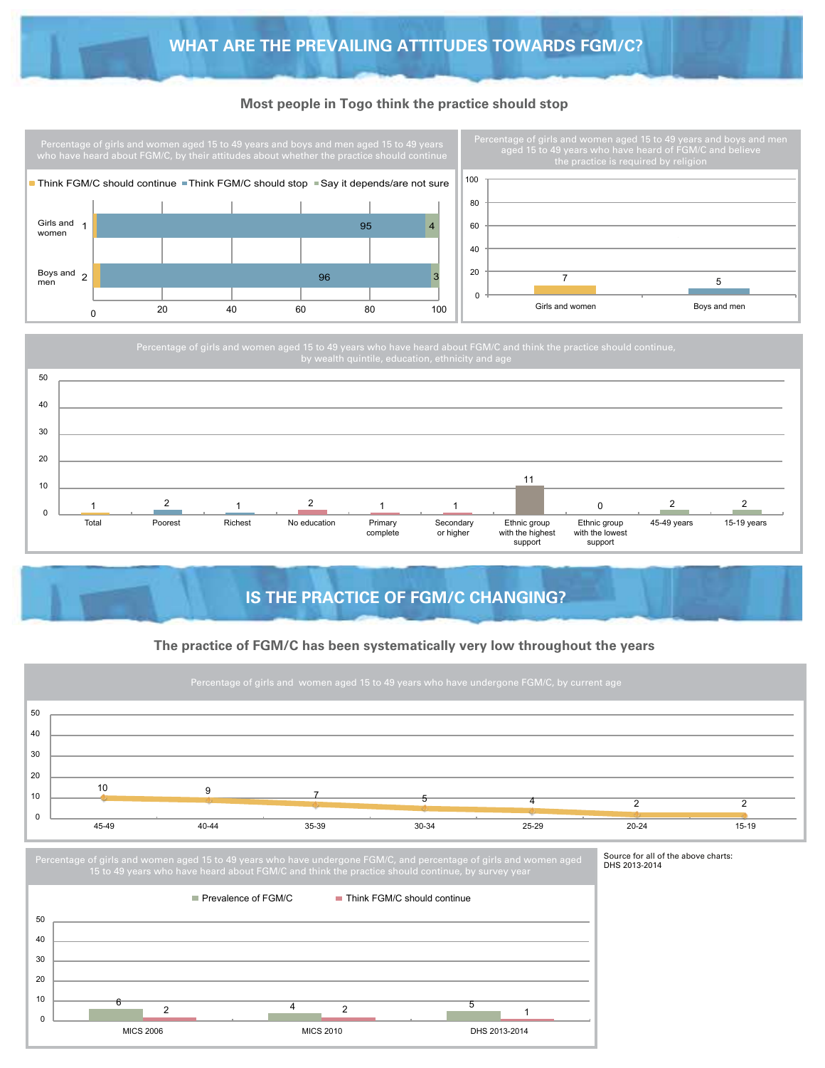## WHAT ARE THE PREVAILING ATTITUDES TOWARDS FGM/C?

### Most people in Togo think the practice should stop

**Percentage of girls and women aged 15 to 49 years and boys and men aged 15 to 49 years who have heard about FGM/C, by their attitudes about whether the practice should continue**

| | Think FGM/C should continue | Think FGM/C should stop | Say it depends/are not sure |
|---|---|---|---|
| Girls and women | 1 | 95 | 4 |
| Boys and men | 2 | 96 | 3 |

**Percentage of girls and women aged 15 to 49 years and boys and men aged 15 to 49 years who have heard of FGM/C and believe the practice is required by religion**

| Girls and women | Boys and men |
|---|---|
| 7 | 5 |

**Percentage of girls and women aged 15 to 49 years who have heard about FGM/C and think the practice should continue, by wealth quintile, education, ethnicity and age**

| Total | Poorest | Richest | No education | Primary complete | Secondary or higher | Ethnic group with the highest support | Ethnic group with the lowest support | 45-49 years | 15-19 years |
|---|---|---|---|---|---|---|---|---|---|
| 1 | 2 | 1 | 2 | 1 | 1 | 11 | 0 | 2 | 2 |

## IS THE PRACTICE OF FGM/C CHANGING?

### The practice of FGM/C has been systematically very low throughout the years

**Percentage of girls and women aged 15 to 49 years who have undergone FGM/C, by current age**

| 45-49 | 40-44 | 35-39 | 30-34 | 25-29 | 20-24 | 15-19 |
|---|---|---|---|---|---|---|
| 10 | 9 | 7 | 5 | 4 | 2 | 2 |

**Percentage of girls and women aged 15 to 49 years who have undergone FGM/C, and percentage of girls and women aged 15 to 49 years who have heard about FGM/C and think the practice should continue, by survey year**

| | Prevalence of FGM/C | Think FGM/C should continue |
|---|---|---|
| MICS 2006 | 6 | 2 |
| MICS 2010 | 4 | 2 |
| DHS 2013-2014 | 5 | 1 |

Source for all of the above charts: DHS 2013-2014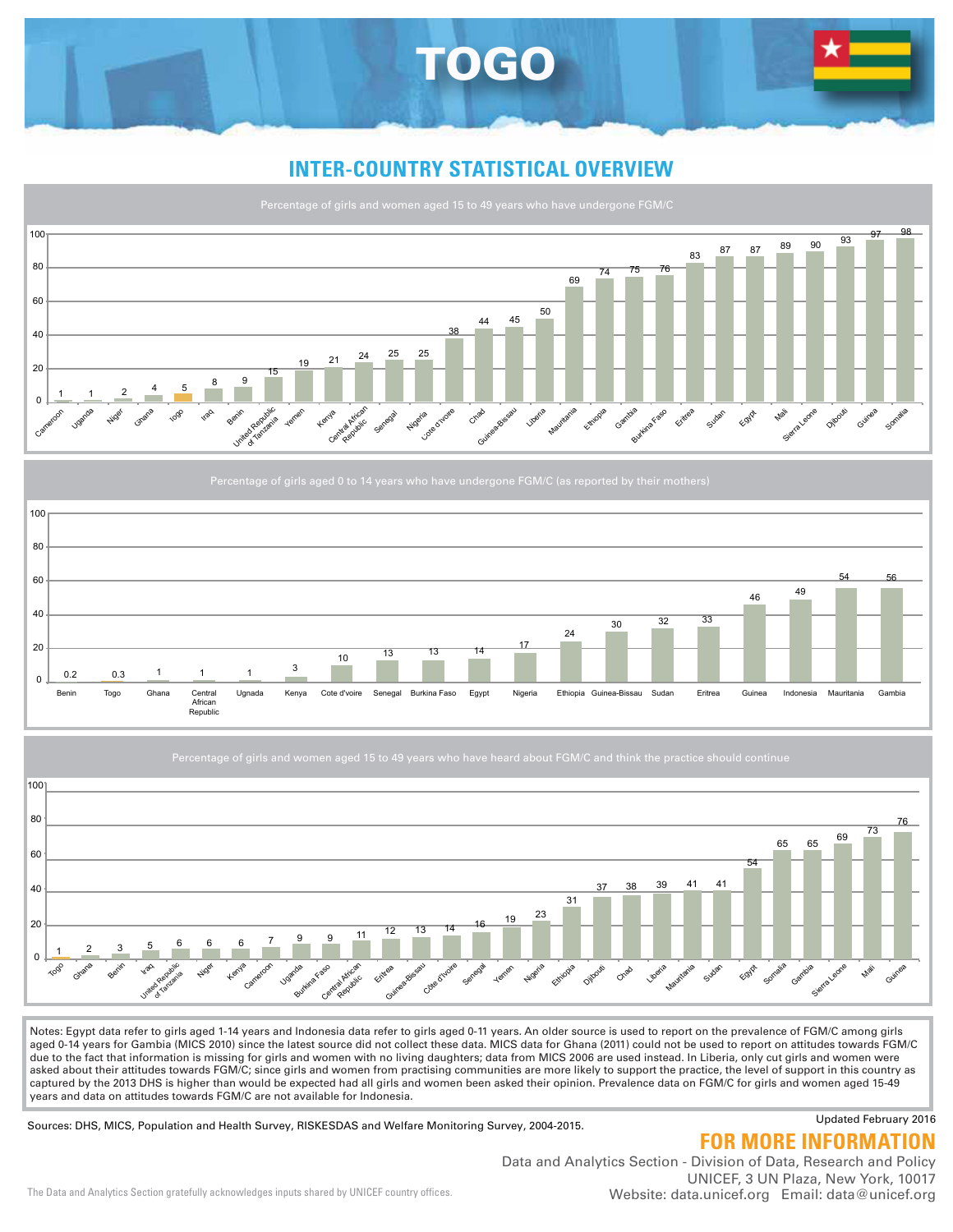# TOGO

## INTER-COUNTRY STATISTICAL OVERVIEW

Percentage of girls and women aged 15 to 49 years who have undergone FGM/C

100
80
60
40
20
0

Cameroon 1, Uganda 1, Niger 2, Ghana 4, Togo 5, Iraq 8, Benin 9, United Republic of Tanzania 15, Yemen 19, Kenya 21, Central African Republic 24, Senegal 25, Nigeria 25, Cote d'Ivoire 38, Chad 44, Guinea-Bissau 45, Liberia 50, Mauritania 69, Ethiopia 74, Gambia 75, Burkina Faso 76, Eritrea 83, Sudan 87, Egypt 87, Mali 89, Sierra Leone 90, Djibouti 93, Guinea 97, Somalia 98

Percentage of girls aged 0 to 14 years who have undergone FGM/C (as reported by their mothers)

100
80
60
40
20
0

Benin 0.2, Togo 0.3, Ghana 1, Central African Republic 1, Ugnada 1, Kenya 3, Cote d'Ivoire 10, Senegal 13, Burkina Faso 13, Egypt 14, Nigeria 17, Ethiopia 24, Guinea-Bissau 30, Sudan 32, Eritrea 33, Guinea 46, Indonesia 49, Mauritania 54, Gambia 56

Percentage of girls and women aged 15 to 49 years who have heard about FGM/C and think the practice should continue

100
80
60
40
20
0

Togo 1, Ghana 2, Benin 3, Iraq 5, United Republic of Tanzania 6, Niger 6, Kenya 6, Cameroon 7, Uganda 9, Burkina Faso 9, Central African Republic 11, Eritrea 12, Guinea-Bissau 13, Côte d'Ivoire 14, Senegal 16, Yemen 19, Nigeria 23, Ethiopia 31, Djibouti 37, Chad 38, Liberia 39, Mauritania 41, Sudan 41, Egypt 54, Somalia 65, Gambia 65, Sierra Leone 69, Mali 73, Guinea 76

Notes: Egypt data refer to girls aged 1-14 years and Indonesia data refer to girls aged 0-11 years. An older source is used to report on the prevalence of FGM/C among girls aged 0-14 years for Gambia (MICS 2010) since the latest source did not collect these data. MICS data for Ghana (2011) could not be used to report on attitudes towards FGM/C due to the fact that information is missing for girls and women with no living daughters; data from MICS 2006 are used instead. In Liberia, only cut girls and women were asked about their attitudes towards FGM/C; since girls and women from practising communities are more likely to support the practice, the level of support in this country as captured by the 2013 DHS is higher than would be expected had all girls and women been asked their opinion. Prevalence data on FGM/C for girls and women aged 15-49 years and data on attitudes towards FGM/C are not available for Indonesia.

Sources: DHS, MICS, Population and Health Survey, RISKESDAS and Welfare Monitoring Survey, 2004-2015.

Updated February 2016

## FOR MORE INFORMATION

Data and Analytics Section - Division of Data, Research and Policy
UNICEF, 3 UN Plaza, New York, 10017
Website: data.unicef.org Email: data@unicef.org

The Data and Analytics Section gratefully acknowledges inputs shared by UNICEF country offices.